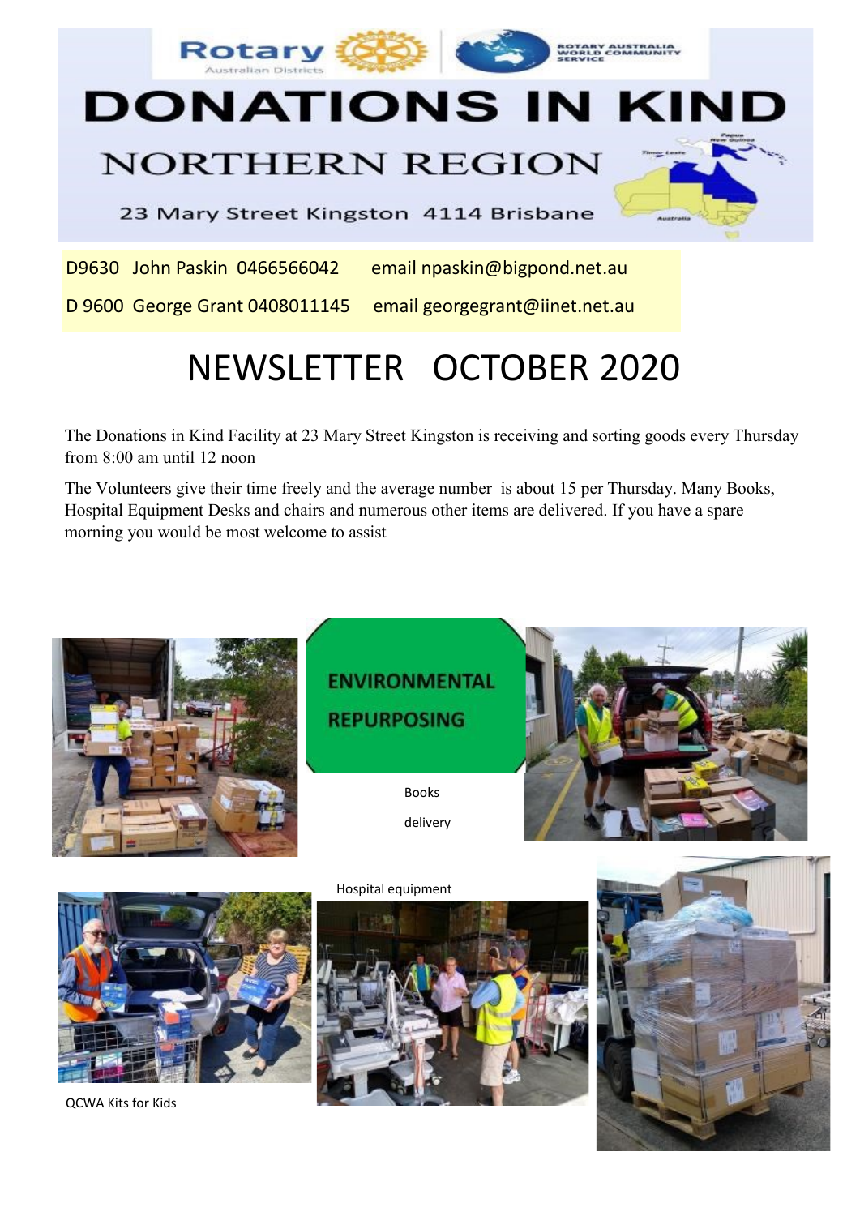Rotary Australian Districts | ROTARY AUSTRALIA WORLD COMMUNITY SERVICE

# DONATIONS IN KIND

## NORTHERN REGION

23 Mary Street Kingston 4114 Brisbane

D9630 John Paskin 0466566042 email npaskin@bigpond.net.au

D 9600 George Grant 0408011145 email georgegrant@iinet.net.au

# NEWSLETTER OCTOBER 2020

The Donations in Kind Facility at 23 Mary Street Kingston is receiving and sorting goods every Thursday from 8:00 am until 12 noon

The Volunteers give their time freely and the average number is about 15 per Thursday. Many Books, Hospital Equipment Desks and chairs and numerous other items are delivered. If you have a spare morning you would be most welcome to assist

**ENVIRONMENTAL REPURPOSING**

Books delivery

Hospital equipment

QCWA Kits for Kids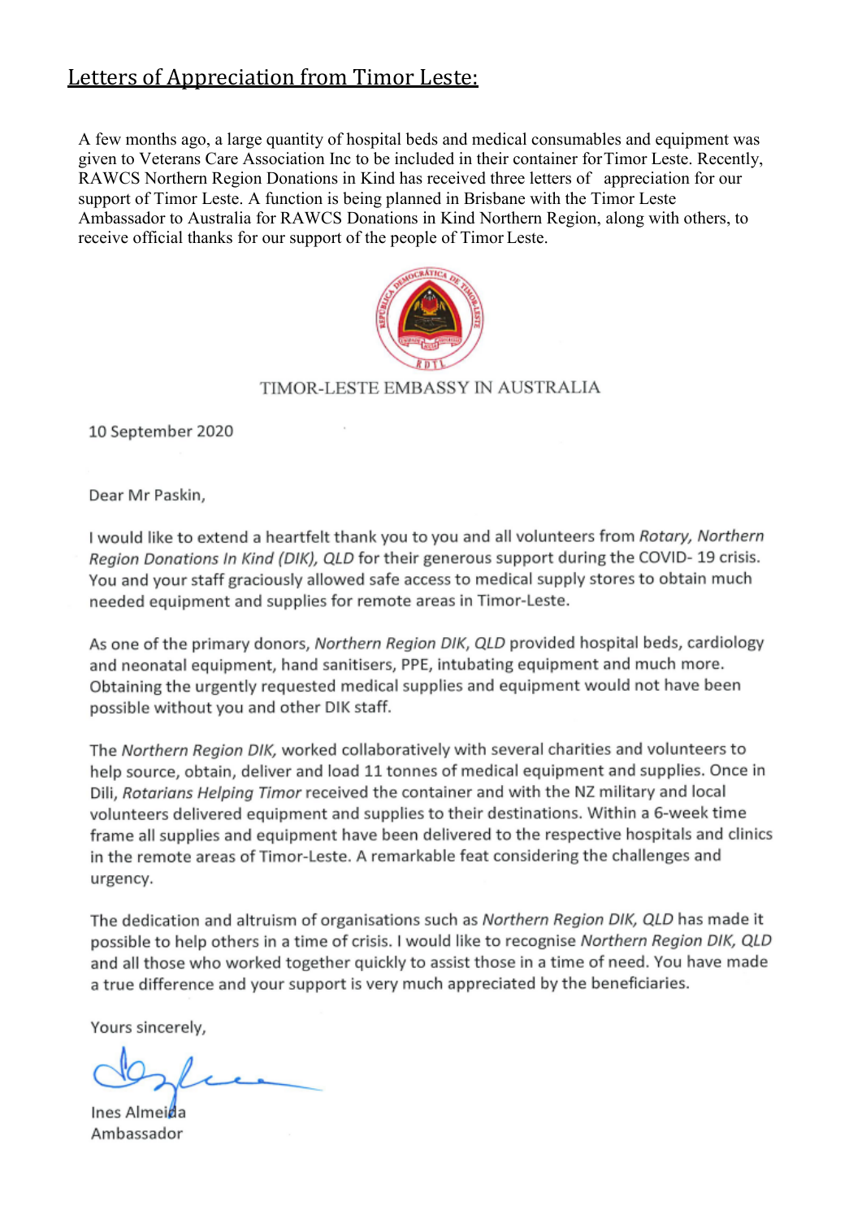# Letters of Appreciation from Timor Leste:

A few months ago, a large quantity of hospital beds and medical consumables and equipment was given to Veterans Care Association Inc to be included in their container for Timor Leste. Recently, RAWCS Northern Region Donations in Kind has received three letters of appreciation for our support of Timor Leste. A function is being planned in Brisbane with the Timor Leste Ambassador to Australia for RAWCS Donations in Kind Northern Region, along with others, to receive official thanks for our support of the people of Timor Leste.

TIMOR-LESTE EMBASSY IN AUSTRALIA

10 September 2020

Dear Mr Paskin,

I would like to extend a heartfelt thank you to you and all volunteers from *Rotary, Northern Region Donations In Kind (DIK), QLD* for their generous support during the COVID- 19 crisis. You and your staff graciously allowed safe access to medical supply stores to obtain much needed equipment and supplies for remote areas in Timor-Leste.

As one of the primary donors, *Northern Region DIK, QLD* provided hospital beds, cardiology and neonatal equipment, hand sanitisers, PPE, intubating equipment and much more. Obtaining the urgently requested medical supplies and equipment would not have been possible without you and other DIK staff.

The *Northern Region DIK,* worked collaboratively with several charities and volunteers to help source, obtain, deliver and load 11 tonnes of medical equipment and supplies. Once in Dili, *Rotarians Helping Timor* received the container and with the NZ military and local volunteers delivered equipment and supplies to their destinations. Within a 6-week time frame all supplies and equipment have been delivered to the respective hospitals and clinics in the remote areas of Timor-Leste. A remarkable feat considering the challenges and urgency.

The dedication and altruism of organisations such as *Northern Region DIK, QLD* has made it possible to help others in a time of crisis. I would like to recognise *Northern Region DIK, QLD* and all those who worked together quickly to assist those in a time of need. You have made a true difference and your support is very much appreciated by the beneficiaries.

Yours sincerely,

Ines Almeida
Ambassador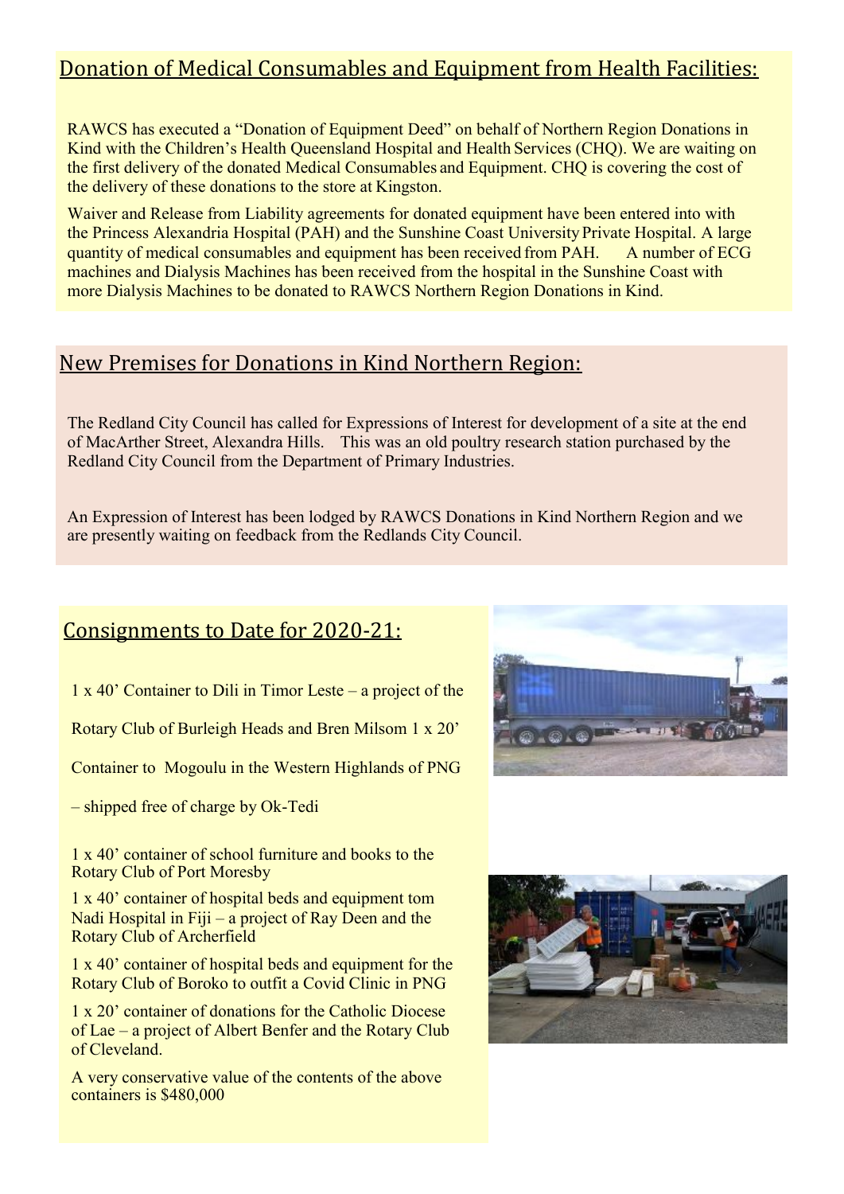## Donation of Medical Consumables and Equipment from Health Facilities:

RAWCS has executed a "Donation of Equipment Deed" on behalf of Northern Region Donations in Kind with the Children's Health Queensland Hospital and Health Services (CHQ). We are waiting on the first delivery of the donated Medical Consumables and Equipment. CHQ is covering the cost of the delivery of these donations to the store at Kingston.

Waiver and Release from Liability agreements for donated equipment have been entered into with the Princess Alexandria Hospital (PAH) and the Sunshine Coast University Private Hospital. A large quantity of medical consumables and equipment has been received from PAH. A number of ECG machines and Dialysis Machines has been received from the hospital in the Sunshine Coast with more Dialysis Machines to be donated to RAWCS Northern Region Donations in Kind.

## New Premises for Donations in Kind Northern Region:

The Redland City Council has called for Expressions of Interest for development of a site at the end of MacArther Street, Alexandra Hills. This was an old poultry research station purchased by the Redland City Council from the Department of Primary Industries.

An Expression of Interest has been lodged by RAWCS Donations in Kind Northern Region and we are presently waiting on feedback from the Redlands City Council.

## Consignments to Date for 2020-21:

1 x 40' Container to Dili in Timor Leste – a project of the Rotary Club of Burleigh Heads and Bren Milsom 1 x 20' Container to Mogoulu in the Western Highlands of PNG – shipped free of charge by Ok-Tedi

1 x 40' container of school furniture and books to the Rotary Club of Port Moresby

1 x 40' container of hospital beds and equipment tom Nadi Hospital in Fiji – a project of Ray Deen and the Rotary Club of Archerfield

1 x 40' container of hospital beds and equipment for the Rotary Club of Boroko to outfit a Covid Clinic in PNG

1 x 20' container of donations for the Catholic Diocese of Lae – a project of Albert Benfer and the Rotary Club of Cleveland.

A very conservative value of the contents of the above containers is $480,000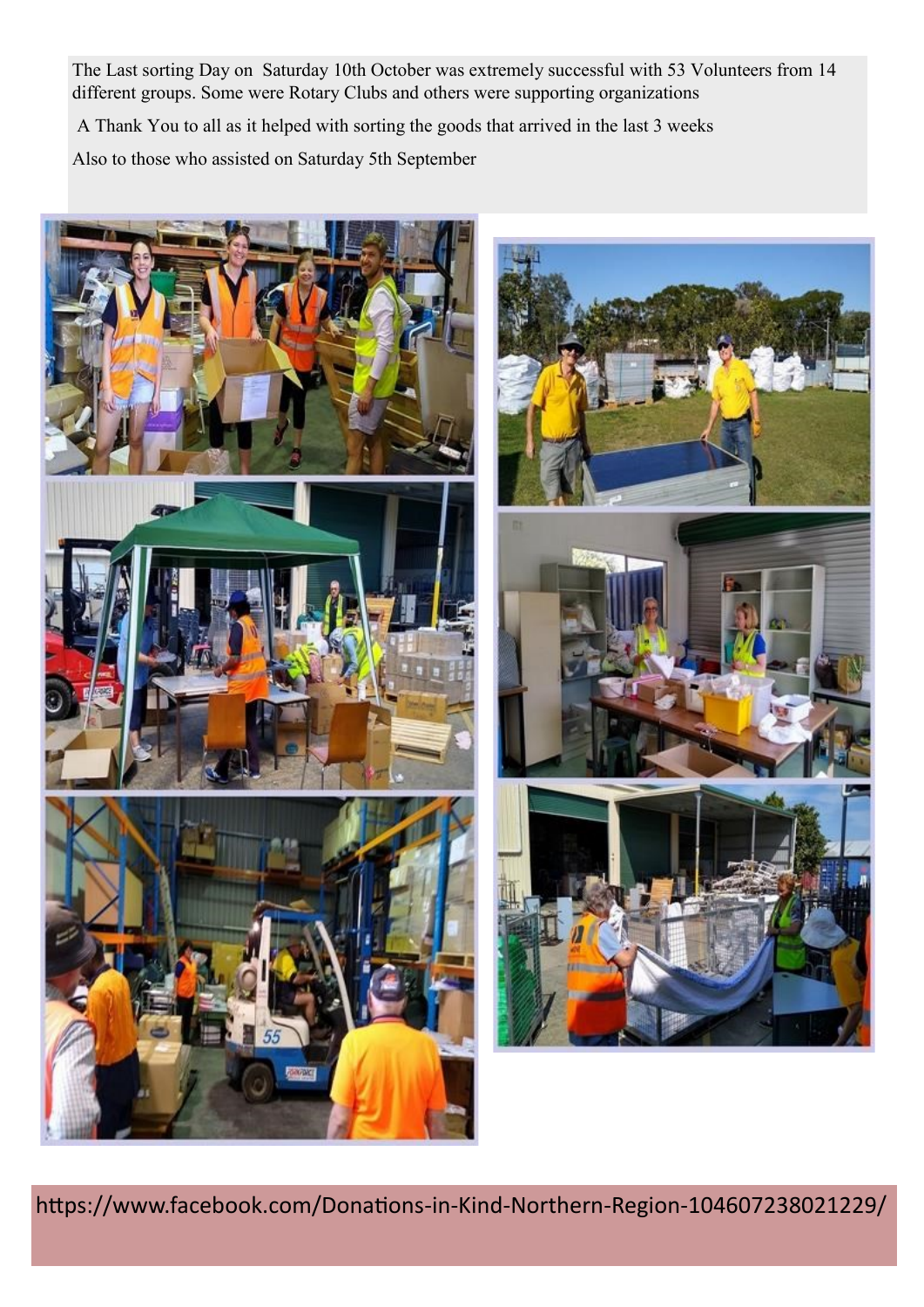The Last sorting Day on Saturday 10th October was extremely successful with 53 Volunteers from 14 different groups. Some were Rotary Clubs and others were supporting organizations

A Thank You to all as it helped with sorting the goods that arrived in the last 3 weeks

Also to those who assisted on Saturday 5th September

https://www.facebook.com/Donations-in-Kind-Northern-Region-104607238021229/